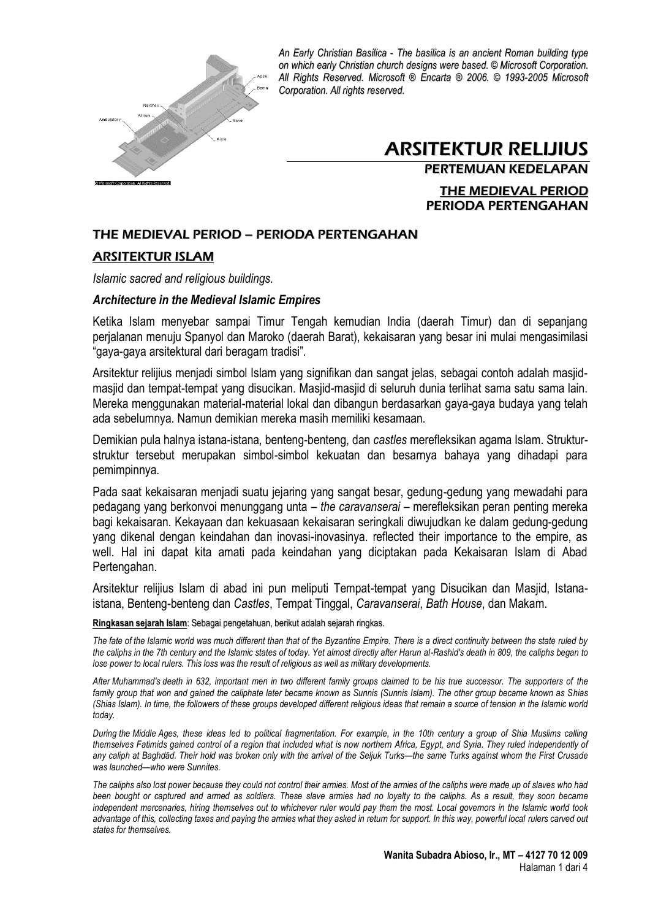*An Early Christian Basilica - The basilica is an ancient Roman building type on which early Christian church designs were based. © Microsoft Corporation. All Rights Reserved. Microsoft ® Encarta ® 2006. © 1993-2005 Microsoft Corporation. All rights reserved.*

# ARSITEKTUR RELIJIUS

## PERTEMUAN KEDELAPAN

## THE MEDIEVAL PERIOD
## PERIODA PERTENGAHAN

## THE MEDIEVAL PERIOD – PERIODA PERTENGAHAN

### ARSITEKTUR ISLAM

*Islamic sacred and religious buildings.*

***Architecture in the Medieval Islamic Empires***

Ketika Islam menyebar sampai Timur Tengah kemudian India (daerah Timur) dan di sepanjang perjalanan menuju Spanyol dan Maroko (daerah Barat), kekaisaran yang besar ini mulai mengasimilasi "gaya-gaya arsitektural dari beragam tradisi".

Arsitektur relijius menjadi simbol Islam yang signifikan dan sangat jelas, sebagai contoh adalah masjid-masjid dan tempat-tempat yang disucikan. Masjid-masjid di seluruh dunia terlihat sama satu sama lain. Mereka menggunakan material-material lokal dan dibangun berdasarkan gaya-gaya budaya yang telah ada sebelumnya. Namun demikian mereka masih memiliki kesamaan.

Demikian pula halnya istana-istana, benteng-benteng, dan *castles* merefleksikan agama Islam. Struktur-struktur tersebut merupakan simbol-simbol kekuatan dan besarnya bahaya yang dihadapi para pemimpinnya.

Pada saat kekaisaran menjadi suatu jejaring yang sangat besar, gedung-gedung yang mewadahi para pedagang yang berkonvoi menunggang unta – *the caravanserai* – merefleksikan peran penting mereka bagi kekaisaran. Kekayaan dan kekuasaan kekaisaran seringkali diwujudkan ke dalam gedung-gedung yang dikenal dengan keindahan dan inovasi-inovasinya. reflected their importance to the empire, as well. Hal ini dapat kita amati pada keindahan yang diciptakan pada Kekaisaran Islam di Abad Pertengahan.

Arsitektur relijius Islam di abad ini pun meliputi Tempat-tempat yang Disucikan dan Masjid, Istana-istana, Benteng-benteng dan *Castles*, Tempat Tinggal, *Caravanserai*, *Bath House*, dan Makam.

**Ringkasan sejarah Islam**: Sebagai pengetahuan, berikut adalah sejarah ringkas.

*The fate of the Islamic world was much different than that of the Byzantine Empire. There is a direct continuity between the state ruled by the caliphs in the 7th century and the Islamic states of today. Yet almost directly after Harun al-Rashid's death in 809, the caliphs began to lose power to local rulers. This loss was the result of religious as well as military developments.*

*After Muhammad's death in 632, important men in two different family groups claimed to be his true successor. The supporters of the family group that won and gained the caliphate later became known as Sunnis (Sunnis Islam). The other group became known as Shias (Shias Islam). In time, the followers of these groups developed different religious ideas that remain a source of tension in the Islamic world today.*

*During the Middle Ages, these ideas led to political fragmentation. For example, in the 10th century a group of Shia Muslims calling themselves Fatimids gained control of a region that included what is now northern Africa, Egypt, and Syria. They ruled independently of any caliph at Baghdād. Their hold was broken only with the arrival of the Seljuk Turks—the same Turks against whom the First Crusade was launched—who were Sunnites.*

*The caliphs also lost power because they could not control their armies. Most of the armies of the caliphs were made up of slaves who had been bought or captured and armed as soldiers. These slave armies had no loyalty to the caliphs. As a result, they soon became independent mercenaries, hiring themselves out to whichever ruler would pay them the most. Local governors in the Islamic world took advantage of this, collecting taxes and paying the armies what they asked in return for support. In this way, powerful local rulers carved out states for themselves.*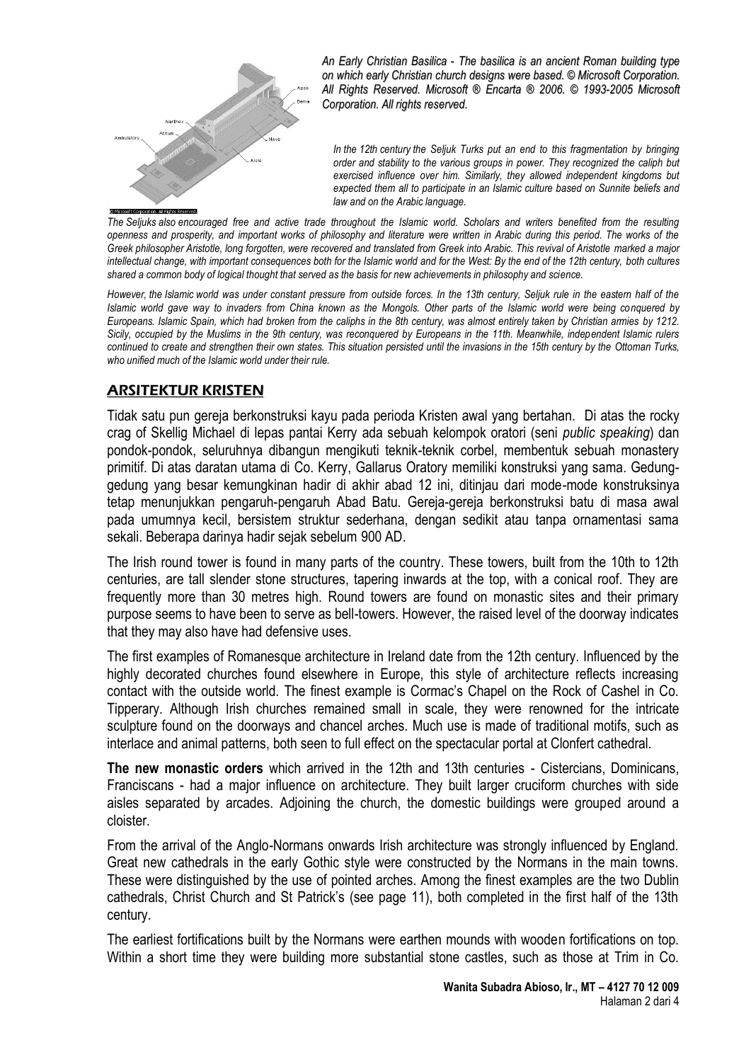*An Early Christian Basilica - The basilica is an ancient Roman building type on which early Christian church designs were based. © Microsoft Corporation. All Rights Reserved. Microsoft ® Encarta ® 2006. © 1993-2005 Microsoft Corporation. All rights reserved.*

*In the 12th century the Seljuk Turks put an end to this fragmentation by bringing order and stability to the various groups in power. They recognized the caliph but exercised influence over him. Similarly, they allowed independent kingdoms but expected them all to participate in an Islamic culture based on Sunnite beliefs and law and on the Arabic language.*

*The Seljuks also encouraged free and active trade throughout the Islamic world. Scholars and writers benefited from the resulting openness and prosperity, and important works of philosophy and literature were written in Arabic during this period. The works of the Greek philosopher Aristotle, long forgotten, were recovered and translated from Greek into Arabic. This revival of Aristotle marked a major intellectual change, with important consequences both for the Islamic world and for the West: By the end of the 12th century, both cultures shared a common body of logical thought that served as the basis for new achievements in philosophy and science.*

*However, the Islamic world was under constant pressure from outside forces. In the 13th century, Seljuk rule in the eastern half of the Islamic world gave way to invaders from China known as the Mongols. Other parts of the Islamic world were being conquered by Europeans. Islamic Spain, which had broken from the caliphs in the 8th century, was almost entirely taken by Christian armies by 1212. Sicily, occupied by the Muslims in the 9th century, was reconquered by Europeans in the 11th. Meanwhile, independent Islamic rulers continued to create and strengthen their own states. This situation persisted until the invasions in the 15th century by the Ottoman Turks, who unified much of the Islamic world under their rule.*

## ARSITEKTUR KRISTEN

Tidak satu pun gereja berkonstruksi kayu pada perioda Kristen awal yang bertahan. Di atas the rocky crag of Skellig Michael di lepas pantai Kerry ada sebuah kelompok oratori (seni *public speaking*) dan pondok-pondok, seluruhnya dibangun mengikuti teknik-teknik corbel, membentuk sebuah monastery primitif. Di atas daratan utama di Co. Kerry, Gallarus Oratory memiliki konstruksi yang sama. Gedung-gedung yang besar kemungkinan hadir di akhir abad 12 ini, ditinjau dari mode-mode konstruksinya tetap menunjukkan pengaruh-pengaruh Abad Batu. Gereja-gereja berkonstruksi batu di masa awal pada umumnya kecil, bersistem struktur sederhana, dengan sedikit atau tanpa ornamentasi sama sekali. Beberapa darinya hadir sejak sebelum 900 AD.

The Irish round tower is found in many parts of the country. These towers, built from the 10th to 12th centuries, are tall slender stone structures, tapering inwards at the top, with a conical roof. They are frequently more than 30 metres high. Round towers are found on monastic sites and their primary purpose seems to have been to serve as bell-towers. However, the raised level of the doorway indicates that they may also have had defensive uses.

The first examples of Romanesque architecture in Ireland date from the 12th century. Influenced by the highly decorated churches found elsewhere in Europe, this style of architecture reflects increasing contact with the outside world. The finest example is Cormac's Chapel on the Rock of Cashel in Co. Tipperary. Although Irish churches remained small in scale, they were renowned for the intricate sculpture found on the doorways and chancel arches. Much use is made of traditional motifs, such as interlace and animal patterns, both seen to full effect on the spectacular portal at Clonfert cathedral.

**The new monastic orders** which arrived in the 12th and 13th centuries - Cistercians, Dominicans, Franciscans - had a major influence on architecture. They built larger cruciform churches with side aisles separated by arcades. Adjoining the church, the domestic buildings were grouped around a cloister.

From the arrival of the Anglo-Normans onwards Irish architecture was strongly influenced by England. Great new cathedrals in the early Gothic style were constructed by the Normans in the main towns. These were distinguished by the use of pointed arches. Among the finest examples are the two Dublin cathedrals, Christ Church and St Patrick's (see page 11), both completed in the first half of the 13th century.

The earliest fortifications built by the Normans were earthen mounds with wooden fortifications on top. Within a short time they were building more substantial stone castles, such as those at Trim in Co.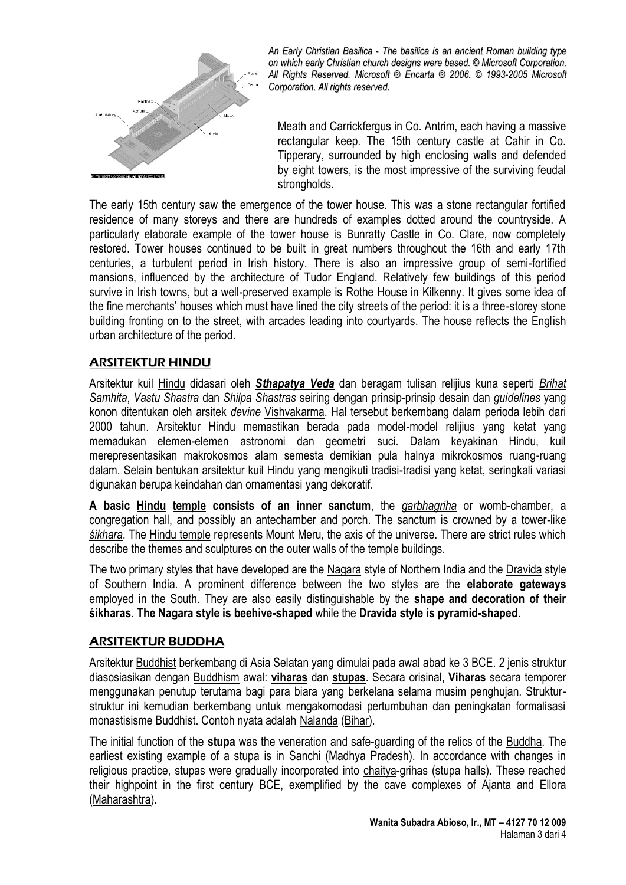*An Early Christian Basilica - The basilica is an ancient Roman building type on which early Christian church designs were based. © Microsoft Corporation. All Rights Reserved. Microsoft ® Encarta ® 2006. © 1993-2005 Microsoft Corporation. All rights reserved.*

Meath and Carrickfergus in Co. Antrim, each having a massive rectangular keep. The 15th century castle at Cahir in Co. Tipperary, surrounded by high enclosing walls and defended by eight towers, is the most impressive of the surviving feudal strongholds.

The early 15th century saw the emergence of the tower house. This was a stone rectangular fortified residence of many storeys and there are hundreds of examples dotted around the countryside. A particularly elaborate example of the tower house is Bunratty Castle in Co. Clare, now completely restored. Tower houses continued to be built in great numbers throughout the 16th and early 17th centuries, a turbulent period in Irish history. There is also an impressive group of semi-fortified mansions, influenced by the architecture of Tudor England. Relatively few buildings of this period survive in Irish towns, but a well-preserved example is Rothe House in Kilkenny. It gives some idea of the fine merchants' houses which must have lined the city streets of the period: it is a three-storey stone building fronting on to the street, with arcades leading into courtyards. The house reflects the English urban architecture of the period.

## ARSITEKTUR HINDU

Arsitektur kuil Hindu didasari oleh ***Sthapatya Veda*** dan beragam tulisan relijius kuna seperti *Brihat Samhita*, *Vastu Shastra* dan *Shilpa Shastras* seiring dengan prinsip-prinsip desain dan *guidelines* yang konon ditentukan oleh arsitek *devine* Vishvakarma. Hal tersebut berkembang dalam perioda lebih dari 2000 tahun. Arsitektur Hindu memastikan berada pada model-model relijius yang ketat yang memadukan elemen-elemen astronomi dan geometri suci. Dalam keyakinan Hindu, kuil merepresentasikan makrokosmos alam semesta demikian pula halnya mikrokosmos ruang-ruang dalam. Selain bentukan arsitektur kuil Hindu yang mengikuti tradisi-tradisi yang ketat, seringkali variasi digunakan berupa keindahan dan ornamentasi yang dekoratif.

**A basic Hindu temple consists of an inner sanctum**, the *garbhagriha* or womb-chamber, a congregation hall, and possibly an antechamber and porch. The sanctum is crowned by a tower-like *śikhara*. The Hindu temple represents Mount Meru, the axis of the universe. There are strict rules which describe the themes and sculptures on the outer walls of the temple buildings.

The two primary styles that have developed are the Nagara style of Northern India and the Dravida style of Southern India. A prominent difference between the two styles are the **elaborate gateways** employed in the South. They are also easily distinguishable by the **shape and decoration of their śikharas**. **The Nagara style is beehive-shaped** while the **Dravida style is pyramid-shaped**.

## ARSITEKTUR BUDDHA

Arsitektur Buddhist berkembang di Asia Selatan yang dimulai pada awal abad ke 3 BCE. 2 jenis struktur diasosiasikan dengan Buddhism awal: **viharas** dan **stupas**. Secara orisinal, **Viharas** secara temporer menggunakan penutup terutama bagi para biara yang berkelana selama musim penghujan. Struktur-struktur ini kemudian berkembang untuk mengakomodasi pertumbuhan dan peningkatan formalisasi monastisisme Buddhist. Contoh nyata adalah Nalanda (Bihar).

The initial function of the **stupa** was the veneration and safe-guarding of the relics of the Buddha. The earliest existing example of a stupa is in Sanchi (Madhya Pradesh). In accordance with changes in religious practice, stupas were gradually incorporated into chaitya-grihas (stupa halls). These reached their highpoint in the first century BCE, exemplified by the cave complexes of Ajanta and Ellora (Maharashtra).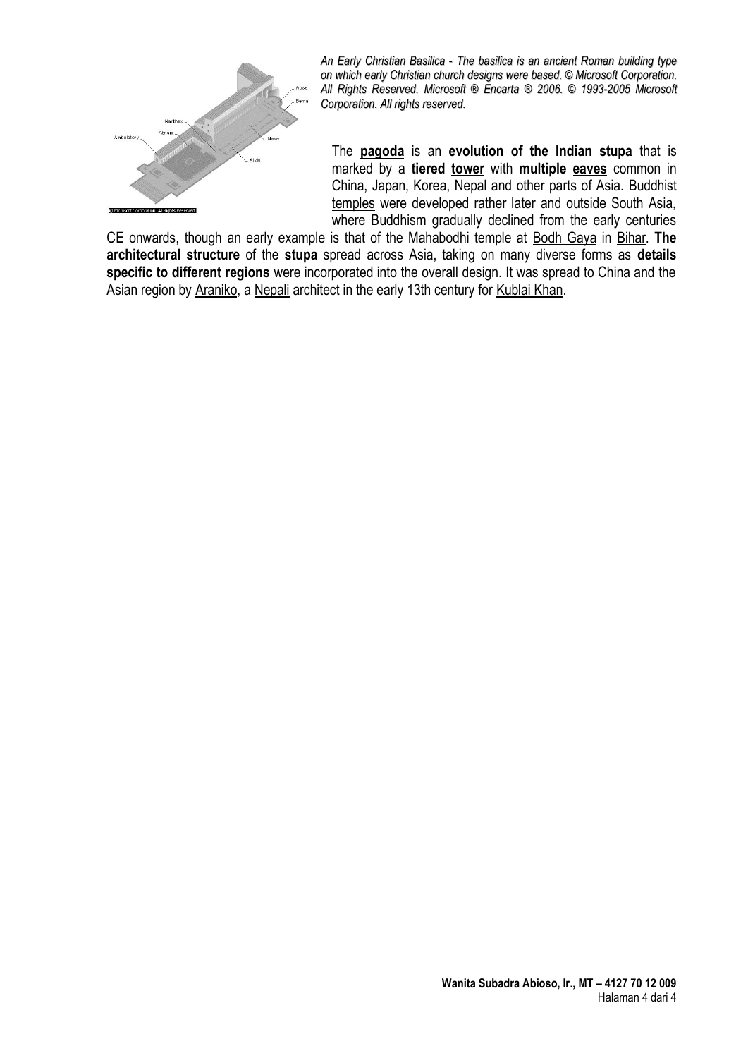*An Early Christian Basilica - The basilica is an ancient Roman building type on which early Christian church designs were based. © Microsoft Corporation. All Rights Reserved. Microsoft ® Encarta ® 2006. © 1993-2005 Microsoft Corporation. All rights reserved.*

The **pagoda** is an **evolution of the Indian stupa** that is marked by a **tiered tower** with **multiple eaves** common in China, Japan, Korea, Nepal and other parts of Asia. Buddhist temples were developed rather later and outside South Asia, where Buddhism gradually declined from the early centuries CE onwards, though an early example is that of the Mahabodhi temple at Bodh Gaya in Bihar. **The architectural structure** of the **stupa** spread across Asia, taking on many diverse forms as **details specific to different regions** were incorporated into the overall design. It was spread to China and the Asian region by Araniko, a Nepali architect in the early 13th century for Kublai Khan.

**Wanita Subadra Abioso, Ir., MT – 4127 70 12 009**